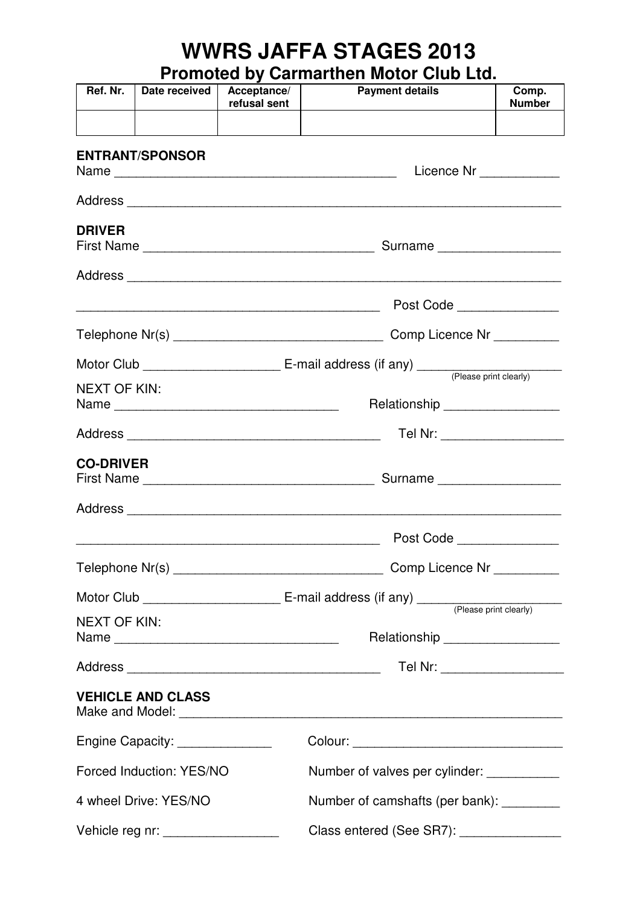# WWRS JAFFA STAGES 2013

## Promoted by Carmarthen Motor Club Ltd.

| Ref. Nr. | Date received | Acceptance/ refusal sent | Payment details | Comp. Number |
|---|---|---|---|---|
| | | | | |

**ENTRANT/SPONSOR**

Name ________________________________________ Licence Nr ___________

Address ______________________________________________________________

**DRIVER**

First Name ________________________________ Surname ________________

Address ______________________________________________________________

___________________________________________ Post Code ______________

Telephone Nr(s) _____________________________ Comp Licence Nr _________

Motor Club ___________________ E-mail address (if any) ____________________
(Please print clearly)

NEXT OF KIN:

Name ________________________________ Relationship ________________

Address ____________________________________ Tel Nr: _________________

**CO-DRIVER**

First Name ________________________________ Surname ________________

Address ______________________________________________________________

___________________________________________ Post Code ______________

Telephone Nr(s) _____________________________ Comp Licence Nr _________

Motor Club ___________________ E-mail address (if any) ____________________
(Please print clearly)

NEXT OF KIN:

Name ________________________________ Relationship ________________

Address ____________________________________ Tel Nr: _________________

**VEHICLE AND CLASS**

Make and Model: ______________________________________________________

Engine Capacity: _____________ Colour: _____________________________

Forced Induction: YES/NO Number of valves per cylinder: __________

4 wheel Drive: YES/NO Number of camshafts (per bank): ________

Vehicle reg nr: ________________ Class entered (See SR7): ______________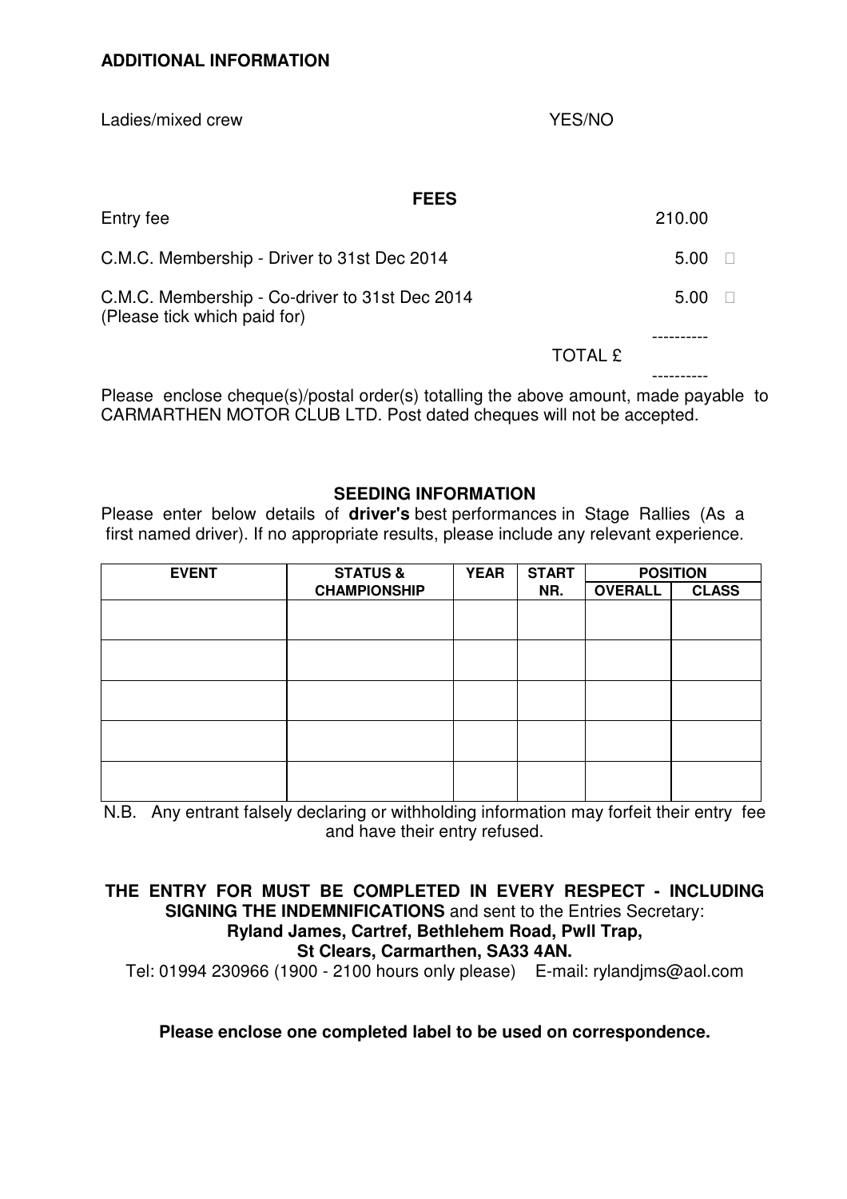## ADDITIONAL INFORMATION

Ladies/mixed crew YES/NO

### FEES

| | |
|---|---|
| Entry fee | 210.00 |
| C.M.C. Membership - Driver to 31st Dec 2014 | 5.00 ☐ |
| C.M.C. Membership - Co-driver to 31st Dec 2014<br>(Please tick which paid for) | 5.00 ☐ |
| TOTAL £ | |

Please enclose cheque(s)/postal order(s) totalling the above amount, made payable to CARMARTHEN MOTOR CLUB LTD. Post dated cheques will not be accepted.

### SEEDING INFORMATION

Please enter below details of **driver's** best performances in Stage Rallies (As a first named driver). If no appropriate results, please include any relevant experience.

| EVENT | STATUS & CHAMPIONSHIP | YEAR | START NR. | POSITION | |
|---|---|---|---|---|---|
| | | | | OVERALL | CLASS |
| | | | | | |
| | | | | | |
| | | | | | |
| | | | | | |
| | | | | | |

N.B. Any entrant falsely declaring or withholding information may forfeit their entry fee and have their entry refused.

**THE ENTRY FOR MUST BE COMPLETED IN EVERY RESPECT - INCLUDING SIGNING THE INDEMNIFICATIONS** and sent to the Entries Secretary:
**Ryland James, Cartref, Bethlehem Road, Pwll Trap, St Clears, Carmarthen, SA33 4AN.**
Tel: 01994 230966 (1900 - 2100 hours only please) E-mail: rylandjms@aol.com

**Please enclose one completed label to be used on correspondence.**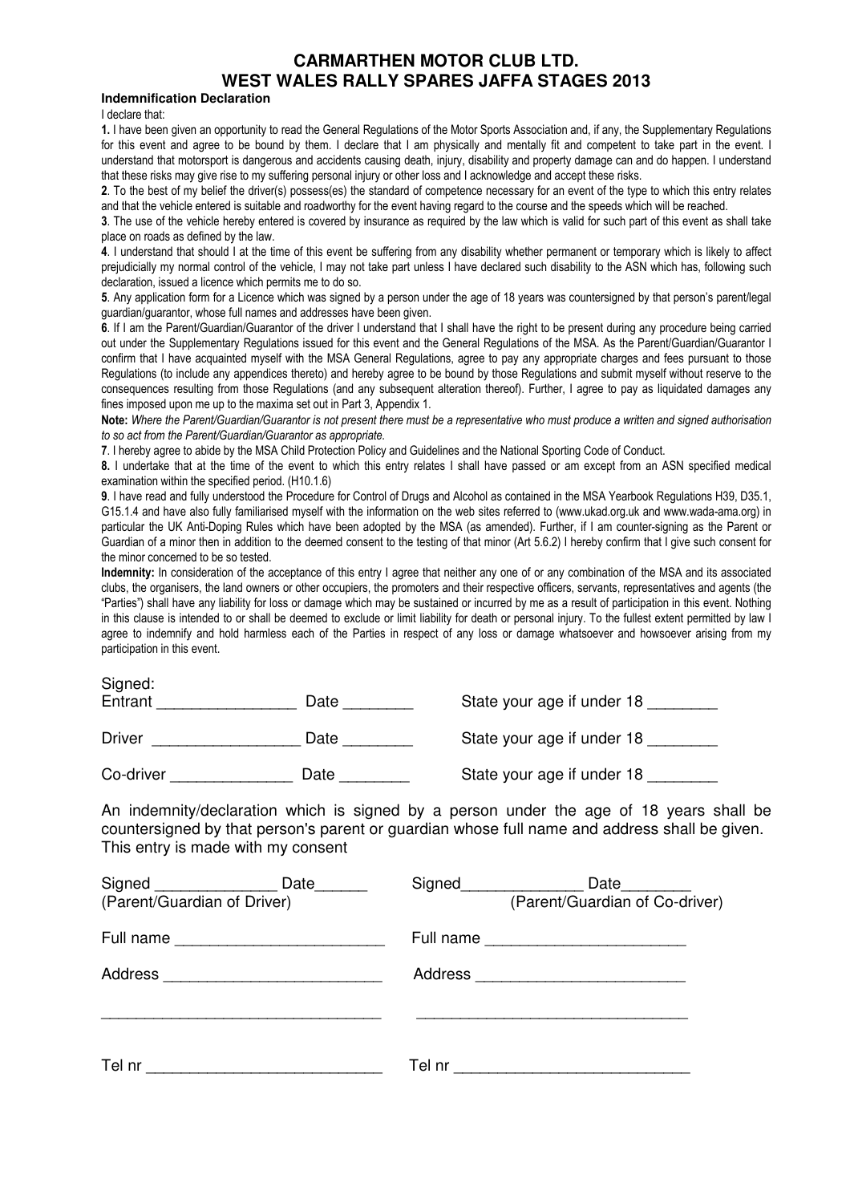# CARMARTHEN MOTOR CLUB LTD.
# WEST WALES RALLY SPARES JAFFA STAGES 2013

**Indemnification Declaration**

I declare that:

**1.** I have been given an opportunity to read the General Regulations of the Motor Sports Association and, if any, the Supplementary Regulations for this event and agree to be bound by them. I declare that I am physically and mentally fit and competent to take part in the event. I understand that motorsport is dangerous and accidents causing death, injury, disability and property damage can and do happen. I understand that these risks may give rise to my suffering personal injury or other loss and I acknowledge and accept these risks.

**2**. To the best of my belief the driver(s) possess(es) the standard of competence necessary for an event of the type to which this entry relates and that the vehicle entered is suitable and roadworthy for the event having regard to the course and the speeds which will be reached.

**3**. The use of the vehicle hereby entered is covered by insurance as required by the law which is valid for such part of this event as shall take place on roads as defined by the law.

**4**. I understand that should I at the time of this event be suffering from any disability whether permanent or temporary which is likely to affect prejudicially my normal control of the vehicle, I may not take part unless I have declared such disability to the ASN which has, following such declaration, issued a licence which permits me to do so.

**5**. Any application form for a Licence which was signed by a person under the age of 18 years was countersigned by that person's parent/legal guardian/guarantor, whose full names and addresses have been given.

**6**. If I am the Parent/Guardian/Guarantor of the driver I understand that I shall have the right to be present during any procedure being carried out under the Supplementary Regulations issued for this event and the General Regulations of the MSA. As the Parent/Guardian/Guarantor I confirm that I have acquainted myself with the MSA General Regulations, agree to pay any appropriate charges and fees pursuant to those Regulations (to include any appendices thereto) and hereby agree to be bound by those Regulations and submit myself without reserve to the consequences resulting from those Regulations (and any subsequent alteration thereof). Further, I agree to pay as liquidated damages any fines imposed upon me up to the maxima set out in Part 3, Appendix 1.

**Note:** *Where the Parent/Guardian/Guarantor is not present there must be a representative who must produce a written and signed authorisation to so act from the Parent/Guardian/Guarantor as appropriate.*

**7**. I hereby agree to abide by the MSA Child Protection Policy and Guidelines and the National Sporting Code of Conduct.

**8.** I undertake that at the time of the event to which this entry relates I shall have passed or am except from an ASN specified medical examination within the specified period. (H10.1.6)

**9**. I have read and fully understood the Procedure for Control of Drugs and Alcohol as contained in the MSA Yearbook Regulations H39, D35.1, G15.1.4 and have also fully familiarised myself with the information on the web sites referred to (www.ukad.org.uk and www.wada-ama.org) in particular the UK Anti-Doping Rules which have been adopted by the MSA (as amended). Further, if I am counter-signing as the Parent or Guardian of a minor then in addition to the deemed consent to the testing of that minor (Art 5.6.2) I hereby confirm that I give such consent for the minor concerned to be so tested.

**Indemnity:** In consideration of the acceptance of this entry I agree that neither any one of or any combination of the MSA and its associated clubs, the organisers, the land owners or other occupiers, the promoters and their respective officers, servants, representatives and agents (the "Parties") shall have any liability for loss or damage which may be sustained or incurred by me as a result of participation in this event. Nothing in this clause is intended to or shall be deemed to exclude or limit liability for death or personal injury. To the fullest extent permitted by law I agree to indemnify and hold harmless each of the Parties in respect of any loss or damage whatsoever and howsoever arising from my participation in this event.

Signed:

Entrant ________________ Date ________ State your age if under 18 ________

Driver _________________ Date ________ State your age if under 18 ________

Co-driver ______________ Date ________ State your age if under 18 ________

An indemnity/declaration which is signed by a person under the age of 18 years shall be countersigned by that person's parent or guardian whose full name and address shall be given. This entry is made with my consent

Signed ______________ Date______ (Parent/Guardian of Driver)

Full name ________________________

Address _________________________

_________________________________

Tel nr ___________________________

Signed______________ Date________ (Parent/Guardian of Co-driver)

Full name _______________________

Address ________________________

________________________________

Tel nr ___________________________